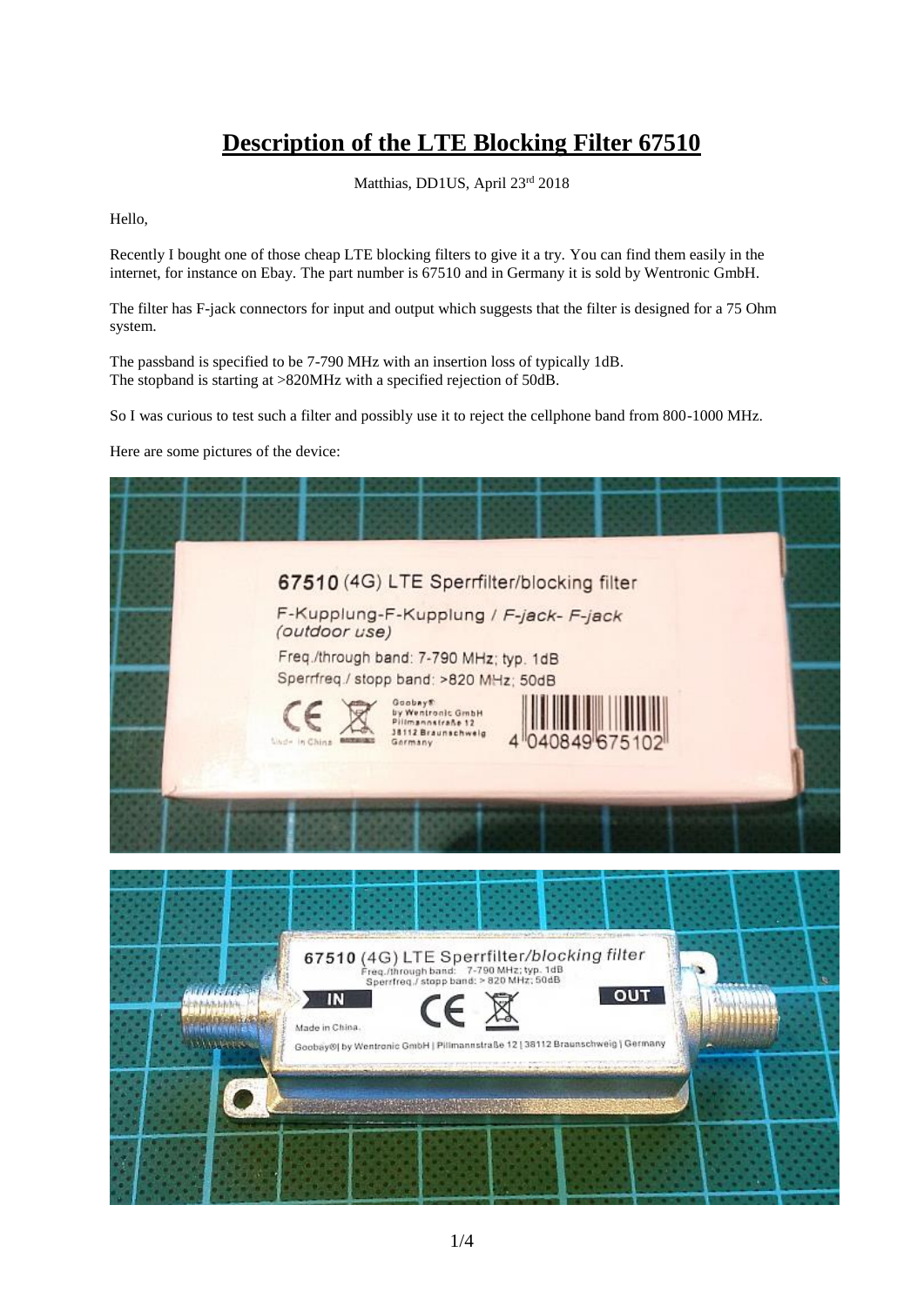# Description of the LTE Blocking Filter 67510

Matthias, DD1US, April 23rd 2018

Hello,

Recently I bought one of those cheap LTE blocking filters to give it a try. You can find them easily in the internet, for instance on Ebay. The part number is 67510 and in Germany it is sold by Wentronic GmbH.

The filter has F-jack connectors for input and output which suggests that the filter is designed for a 75 Ohm system.

The passband is specified to be 7-790 MHz with an insertion loss of typically 1dB.
The stopband is starting at >820MHz with a specified rejection of 50dB.

So I was curious to test such a filter and possibly use it to reject the cellphone band from 800-1000 MHz.

Here are some pictures of the device: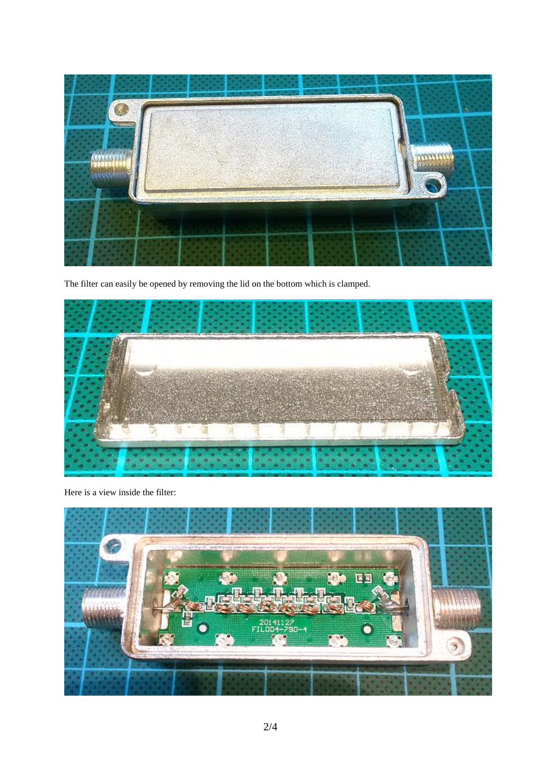The filter can easily be opened by removing the lid on the bottom which is clamped.

Here is a view inside the filter: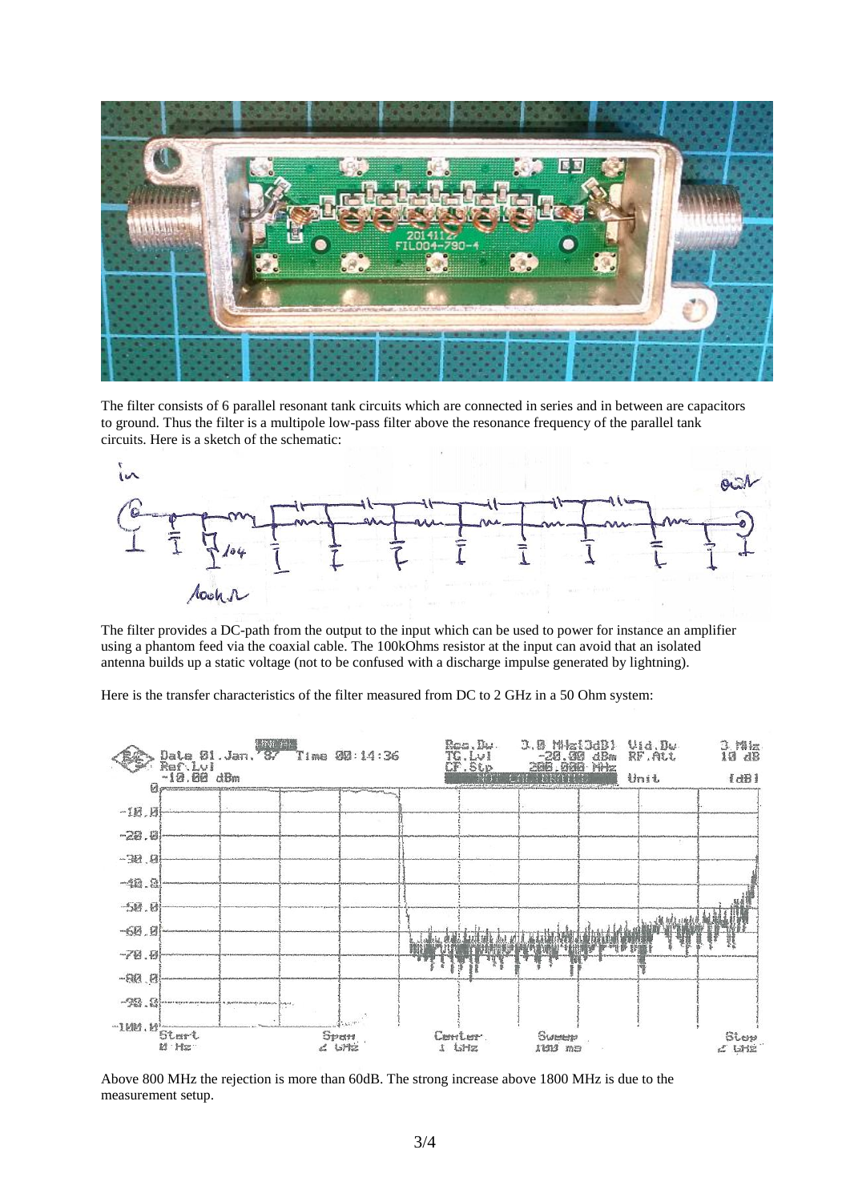The filter consists of 6 parallel resonant tank circuits which are connected in series and in between are capacitors to ground. Thus the filter is a multipole low-pass filter above the resonance frequency of the parallel tank circuits. Here is a sketch of the schematic:

The filter provides a DC-path from the output to the input which can be used to power for instance an amplifier using a phantom feed via the coaxial cable. The 100kOhms resistor at the input can avoid that an isolated antenna builds up a static voltage (not to be confused with a discharge impulse generated by lightning).

Here is the transfer characteristics of the filter measured from DC to 2 GHz in a 50 Ohm system:

Above 800 MHz the rejection is more than 60dB. The strong increase above 1800 MHz is due to the measurement setup.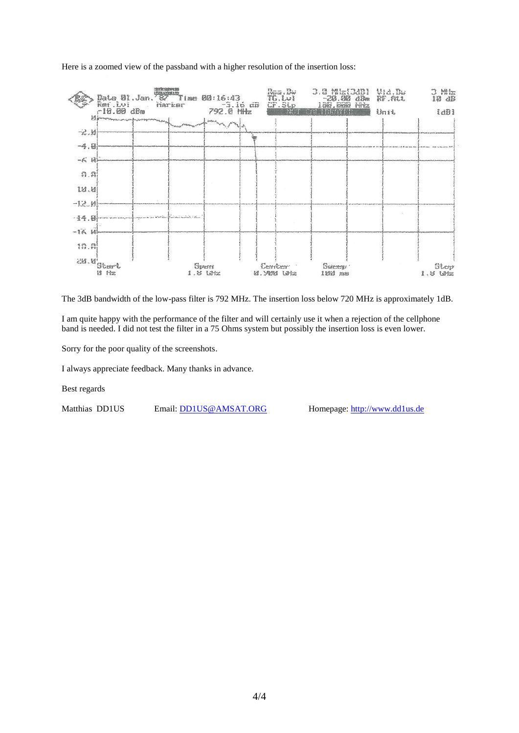Here is a zoomed view of the passband with a higher resolution of the insertion loss:

Date 01.Jan.'87 Time 00:16:43
Ref.Lvl -10.00 dBm
Marker -3.16 dB
792.0 MHz
Res.Bw TG.Lvl CF.Stp
3.0 MHz[3dB] -20.00 dBm 180.000 MHz
Vid.Bw RF.Att Unit
3 MHz 10 dB [dB]
NOT CALIBRATED
0
-2.0
-4.0
-6.0
-8.0
-10.0
-12.0
-14.0
-16.0
-18.0
-20.0
Start 0 Hz
Span 1.8 GHz
Center 0.900 GHz
Sweep 100 ms
Stop 1.8 GHz

The 3dB bandwidth of the low-pass filter is 792 MHz. The insertion loss below 720 MHz is approximately 1dB.

I am quite happy with the performance of the filter and will certainly use it when a rejection of the cellphone band is needed. I did not test the filter in a 75 Ohms system but possibly the insertion loss is even lower.

Sorry for the poor quality of the screenshots.

I always appreciate feedback. Many thanks in advance.

Best regards

Matthias DD1US Email: DD1US@AMSAT.ORG Homepage: http://www.dd1us.de